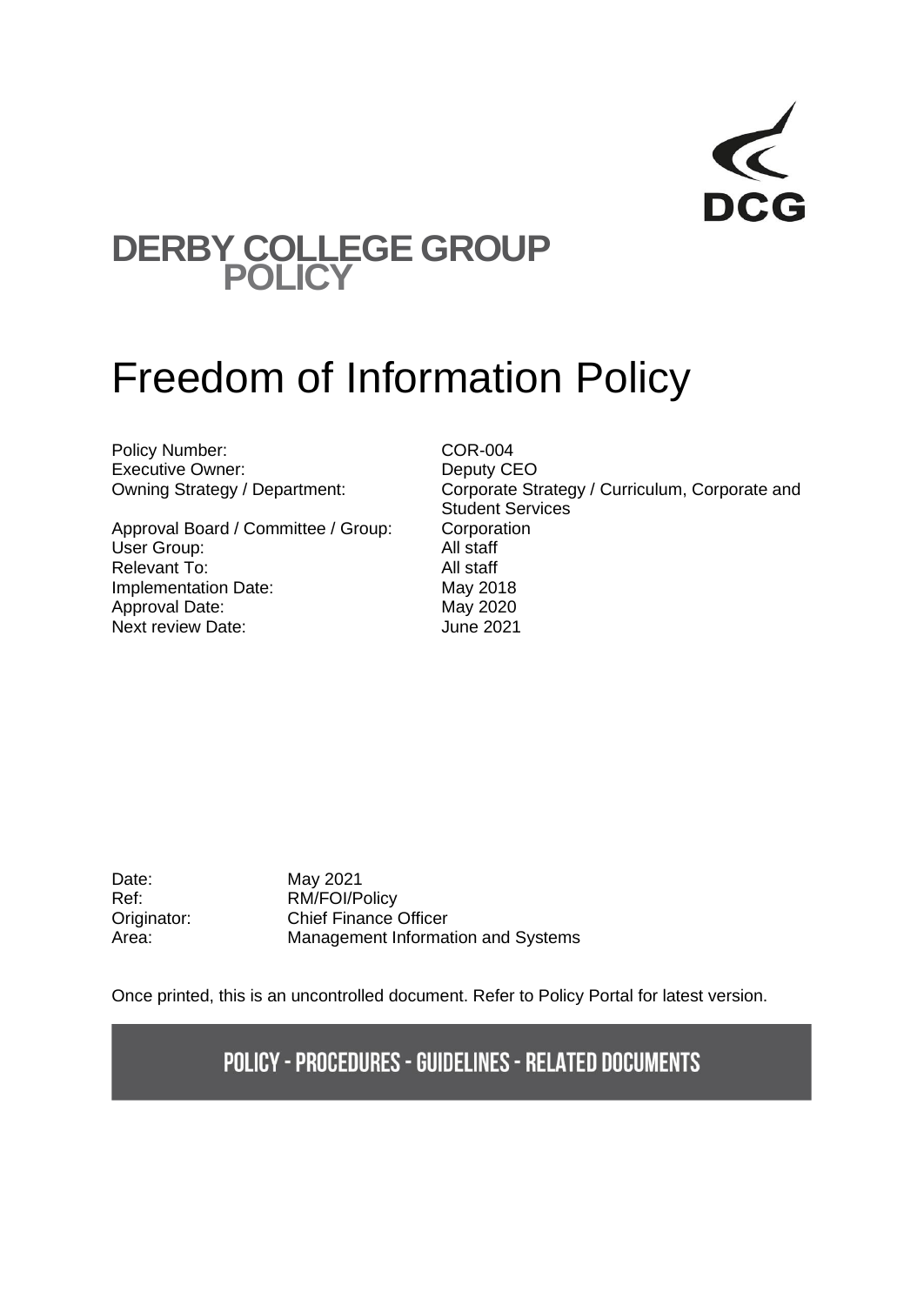DCG

# DERBY COLLEGE GROUP POLICY

# Freedom of Information Policy

| | |
|---|---|
| Policy Number: | COR-004 |
| Executive Owner: | Deputy CEO |
| Owning Strategy / Department: | Corporate Strategy / Curriculum, Corporate and Student Services |
| Approval Board / Committee / Group: | Corporation |
| User Group: | All staff |
| Relevant To: | All staff |
| Implementation Date: | May 2018 |
| Approval Date: | May 2020 |
| Next review Date: | June 2021 |

| | |
|---|---|
| Date: | May 2021 |
| Ref: | RM/FOI/Policy |
| Originator: | Chief Finance Officer |
| Area: | Management Information and Systems |

Once printed, this is an uncontrolled document. Refer to Policy Portal for latest version.

**POLICY - PROCEDURES - GUIDELINES - RELATED DOCUMENTS**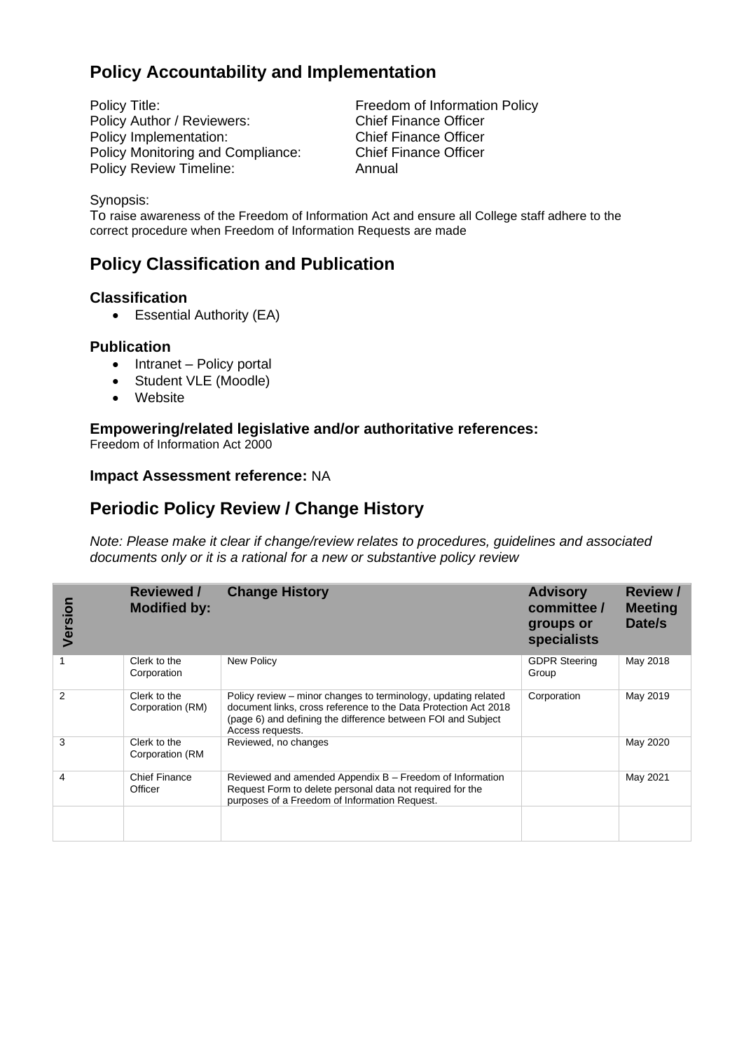## Policy Accountability and Implementation

Policy Title: Freedom of Information Policy
Policy Author / Reviewers: Chief Finance Officer
Policy Implementation: Chief Finance Officer
Policy Monitoring and Compliance: Chief Finance Officer
Policy Review Timeline: Annual

Synopsis:
To raise awareness of the Freedom of Information Act and ensure all College staff adhere to the correct procedure when Freedom of Information Requests are made

## Policy Classification and Publication

### Classification

- Essential Authority (EA)

### Publication

- Intranet – Policy portal
- Student VLE (Moodle)
- Website

### Empowering/related legislative and/or authoritative references:

Freedom of Information Act 2000

### Impact Assessment reference: NA

## Periodic Policy Review / Change History

*Note: Please make it clear if change/review relates to procedures, guidelines and associated documents only or it is a rational for a new or substantive policy review*

| Version | Reviewed / Modified by: | Change History | Advisory committee / groups or specialists | Review / Meeting Date/s |
|---|---|---|---|---|
| 1 | Clerk to the Corporation | New Policy | GDPR Steering Group | May 2018 |
| 2 | Clerk to the Corporation (RM) | Policy review – minor changes to terminology, updating related document links, cross reference to the Data Protection Act 2018 (page 6) and defining the difference between FOI and Subject Access requests. | Corporation | May 2019 |
| 3 | Clerk to the Corporation (RM | Reviewed, no changes | | May 2020 |
| 4 | Chief Finance Officer | Reviewed and amended Appendix B – Freedom of Information Request Form to delete personal data not required for the purposes of a Freedom of Information Request. | | May 2021 |
| | | | | |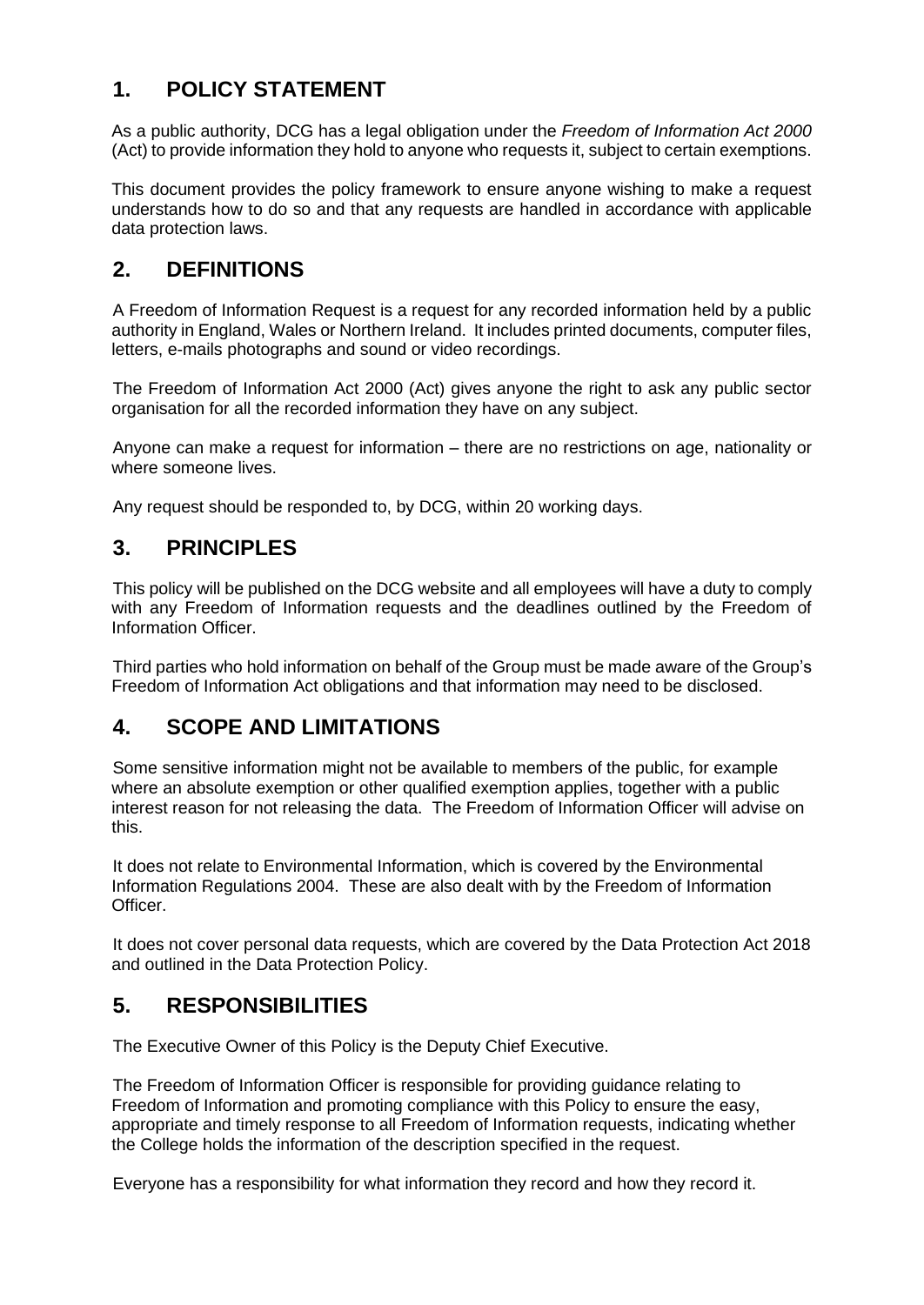## 1. POLICY STATEMENT

As a public authority, DCG has a legal obligation under the *Freedom of Information Act 2000* (Act) to provide information they hold to anyone who requests it, subject to certain exemptions.

This document provides the policy framework to ensure anyone wishing to make a request understands how to do so and that any requests are handled in accordance with applicable data protection laws.

## 2. DEFINITIONS

A Freedom of Information Request is a request for any recorded information held by a public authority in England, Wales or Northern Ireland. It includes printed documents, computer files, letters, e-mails photographs and sound or video recordings.

The Freedom of Information Act 2000 (Act) gives anyone the right to ask any public sector organisation for all the recorded information they have on any subject.

Anyone can make a request for information – there are no restrictions on age, nationality or where someone lives.

Any request should be responded to, by DCG, within 20 working days.

## 3. PRINCIPLES

This policy will be published on the DCG website and all employees will have a duty to comply with any Freedom of Information requests and the deadlines outlined by the Freedom of Information Officer.

Third parties who hold information on behalf of the Group must be made aware of the Group's Freedom of Information Act obligations and that information may need to be disclosed.

## 4. SCOPE AND LIMITATIONS

Some sensitive information might not be available to members of the public, for example where an absolute exemption or other qualified exemption applies, together with a public interest reason for not releasing the data. The Freedom of Information Officer will advise on this.

It does not relate to Environmental Information, which is covered by the Environmental Information Regulations 2004. These are also dealt with by the Freedom of Information Officer.

It does not cover personal data requests, which are covered by the Data Protection Act 2018 and outlined in the Data Protection Policy.

## 5. RESPONSIBILITIES

The Executive Owner of this Policy is the Deputy Chief Executive.

The Freedom of Information Officer is responsible for providing guidance relating to Freedom of Information and promoting compliance with this Policy to ensure the easy, appropriate and timely response to all Freedom of Information requests, indicating whether the College holds the information of the description specified in the request.

Everyone has a responsibility for what information they record and how they record it.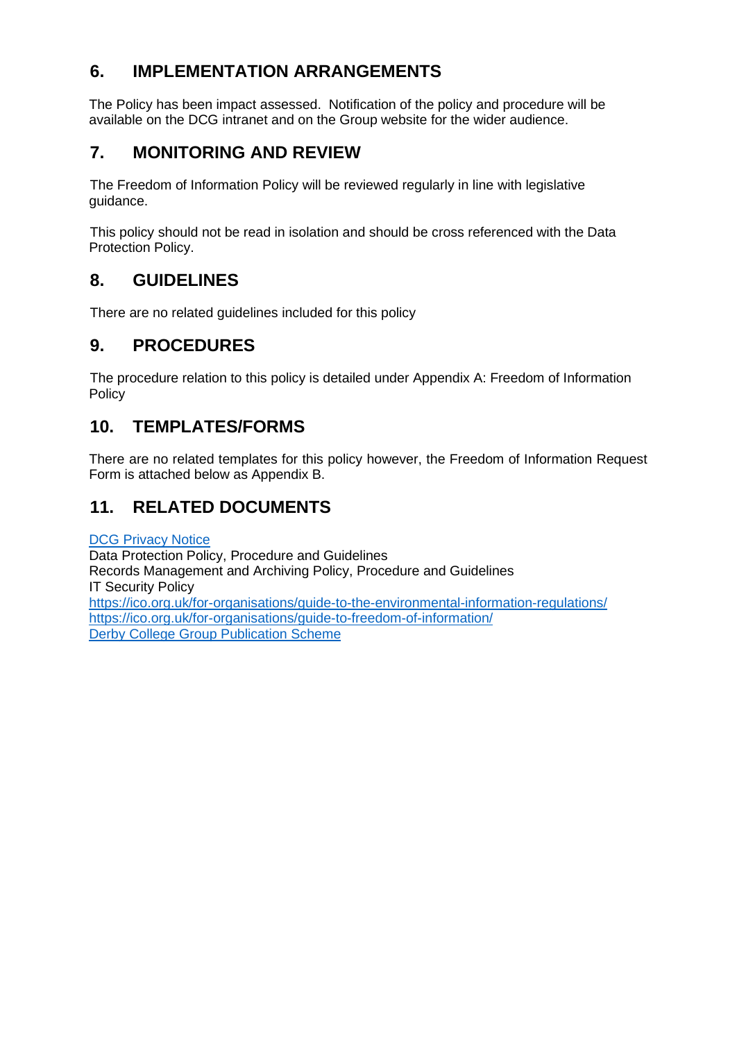## 6. IMPLEMENTATION ARRANGEMENTS

The Policy has been impact assessed. Notification of the policy and procedure will be available on the DCG intranet and on the Group website for the wider audience.

## 7. MONITORING AND REVIEW

The Freedom of Information Policy will be reviewed regularly in line with legislative guidance.

This policy should not be read in isolation and should be cross referenced with the Data Protection Policy.

## 8. GUIDELINES

There are no related guidelines included for this policy

## 9. PROCEDURES

The procedure relation to this policy is detailed under Appendix A: Freedom of Information Policy

## 10. TEMPLATES/FORMS

There are no related templates for this policy however, the Freedom of Information Request Form is attached below as Appendix B.

## 11. RELATED DOCUMENTS

DCG Privacy Notice
Data Protection Policy, Procedure and Guidelines
Records Management and Archiving Policy, Procedure and Guidelines
IT Security Policy
https://ico.org.uk/for-organisations/guide-to-the-environmental-information-regulations/
https://ico.org.uk/for-organisations/guide-to-freedom-of-information/
Derby College Group Publication Scheme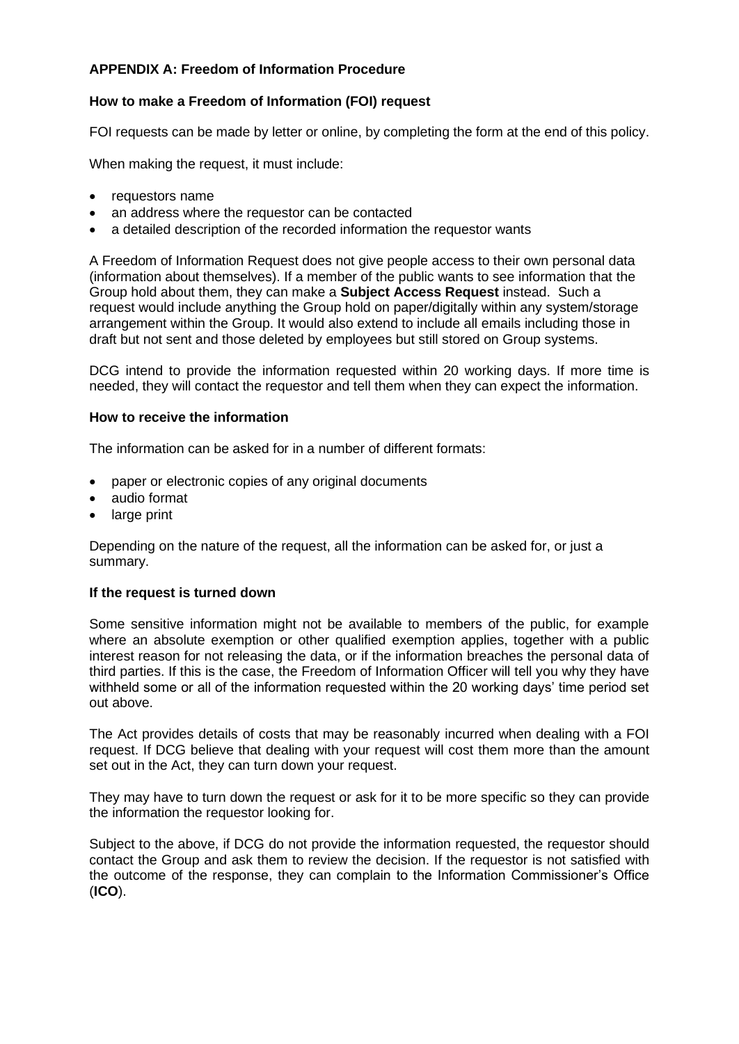**APPENDIX A: Freedom of Information Procedure**

**How to make a Freedom of Information (FOI) request**

FOI requests can be made by letter or online, by completing the form at the end of this policy.

When making the request, it must include:

- requestors name
- an address where the requestor can be contacted
- a detailed description of the recorded information the requestor wants

A Freedom of Information Request does not give people access to their own personal data (information about themselves). If a member of the public wants to see information that the Group hold about them, they can make a **Subject Access Request** instead. Such a request would include anything the Group hold on paper/digitally within any system/storage arrangement within the Group. It would also extend to include all emails including those in draft but not sent and those deleted by employees but still stored on Group systems.

DCG intend to provide the information requested within 20 working days. If more time is needed, they will contact the requestor and tell them when they can expect the information.

**How to receive the information**

The information can be asked for in a number of different formats:

- paper or electronic copies of any original documents
- audio format
- large print

Depending on the nature of the request, all the information can be asked for, or just a summary.

**If the request is turned down**

Some sensitive information might not be available to members of the public, for example where an absolute exemption or other qualified exemption applies, together with a public interest reason for not releasing the data, or if the information breaches the personal data of third parties. If this is the case, the Freedom of Information Officer will tell you why they have withheld some or all of the information requested within the 20 working days' time period set out above.

The Act provides details of costs that may be reasonably incurred when dealing with a FOI request. If DCG believe that dealing with your request will cost them more than the amount set out in the Act, they can turn down your request.

They may have to turn down the request or ask for it to be more specific so they can provide the information the requestor looking for.

Subject to the above, if DCG do not provide the information requested, the requestor should contact the Group and ask them to review the decision. If the requestor is not satisfied with the outcome of the response, they can complain to the Information Commissioner's Office (**ICO**).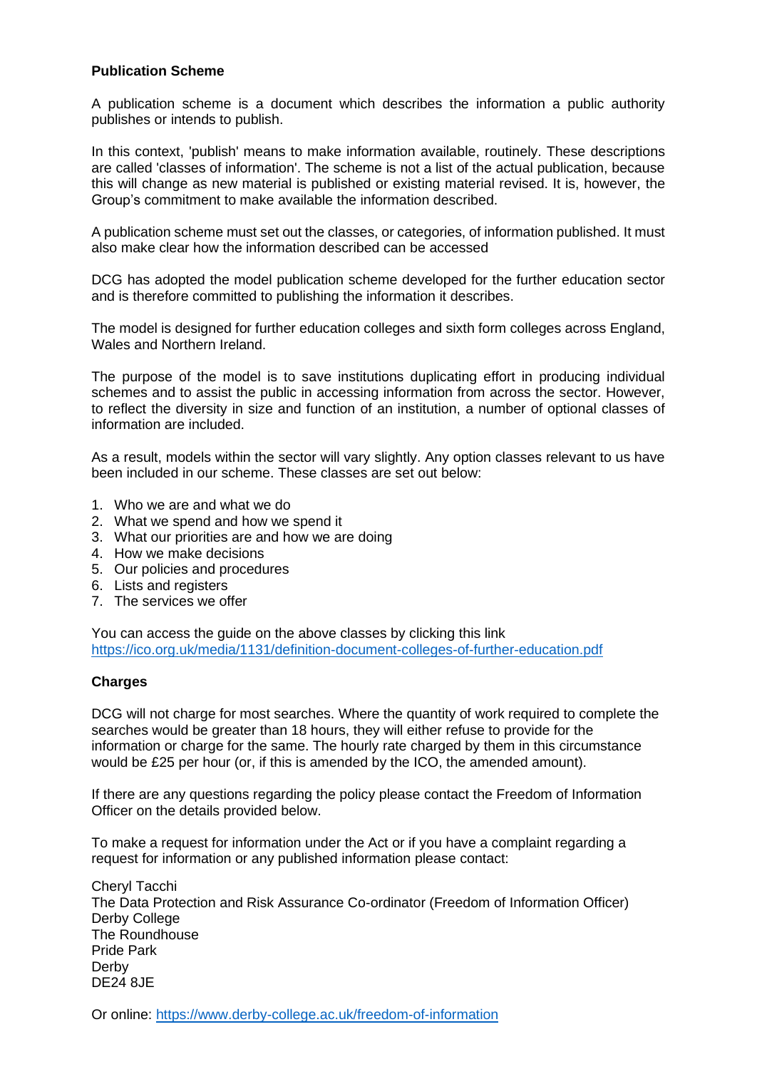**Publication Scheme**

A publication scheme is a document which describes the information a public authority publishes or intends to publish.

In this context, 'publish' means to make information available, routinely. These descriptions are called 'classes of information'. The scheme is not a list of the actual publication, because this will change as new material is published or existing material revised. It is, however, the Group's commitment to make available the information described.

A publication scheme must set out the classes, or categories, of information published. It must also make clear how the information described can be accessed

DCG has adopted the model publication scheme developed for the further education sector and is therefore committed to publishing the information it describes.

The model is designed for further education colleges and sixth form colleges across England, Wales and Northern Ireland.

The purpose of the model is to save institutions duplicating effort in producing individual schemes and to assist the public in accessing information from across the sector. However, to reflect the diversity in size and function of an institution, a number of optional classes of information are included.

As a result, models within the sector will vary slightly. Any option classes relevant to us have been included in our scheme. These classes are set out below:

1. Who we are and what we do
2. What we spend and how we spend it
3. What our priorities are and how we are doing
4. How we make decisions
5. Our policies and procedures
6. Lists and registers
7. The services we offer

You can access the guide on the above classes by clicking this link
https://ico.org.uk/media/1131/definition-document-colleges-of-further-education.pdf

**Charges**

DCG will not charge for most searches. Where the quantity of work required to complete the searches would be greater than 18 hours, they will either refuse to provide for the information or charge for the same. The hourly rate charged by them in this circumstance would be £25 per hour (or, if this is amended by the ICO, the amended amount).

If there are any questions regarding the policy please contact the Freedom of Information Officer on the details provided below.

To make a request for information under the Act or if you have a complaint regarding a request for information or any published information please contact:

Cheryl Tacchi
The Data Protection and Risk Assurance Co-ordinator (Freedom of Information Officer)
Derby College
The Roundhouse
Pride Park
Derby
DE24 8JE

Or online: https://www.derby-college.ac.uk/freedom-of-information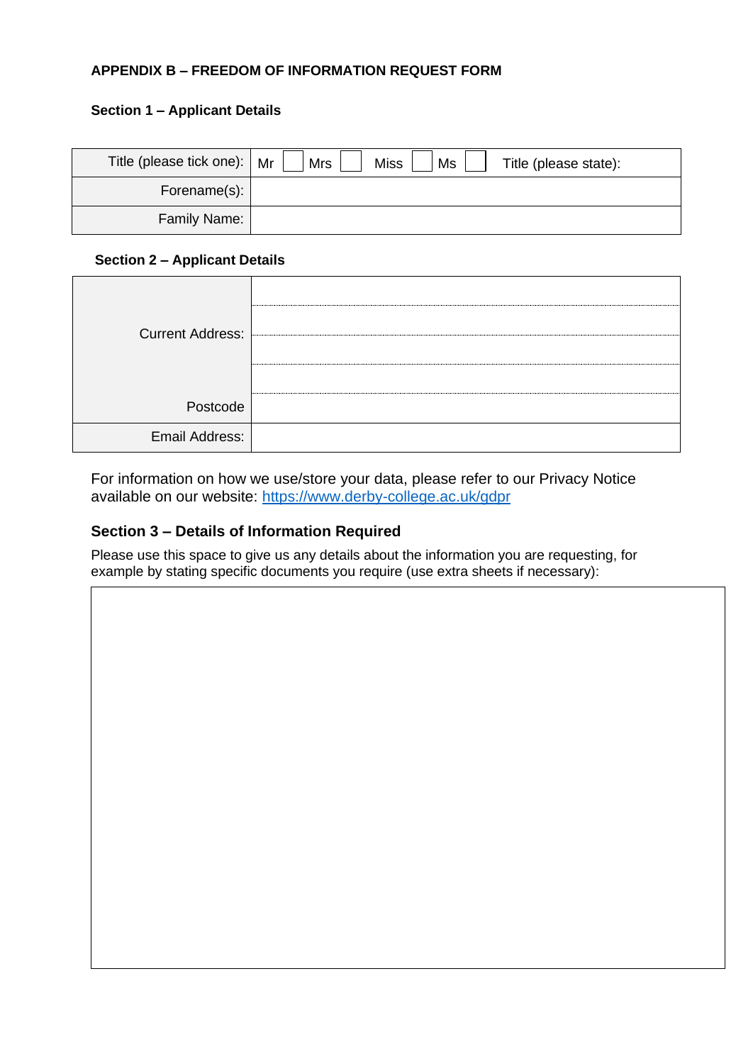**APPENDIX B – FREEDOM OF INFORMATION REQUEST FORM**

**Section 1 – Applicant Details**

| Title (please tick one): | Mr ☐ Mrs ☐ Miss ☐ Ms ☐ Title (please state): |
|---|---|
| Forename(s): | |
| Family Name: | |

**Section 2 – Applicant Details**

| Current Address: | |
|---|---|
| | |
| | |
| | |
| Postcode | |
| Email Address: | |

For information on how we use/store your data, please refer to our Privacy Notice available on our website: https://www.derby-college.ac.uk/gdpr

**Section 3 – Details of Information Required**

Please use this space to give us any details about the information you are requesting, for example by stating specific documents you require (use extra sheets if necessary):

| |
|---|
| |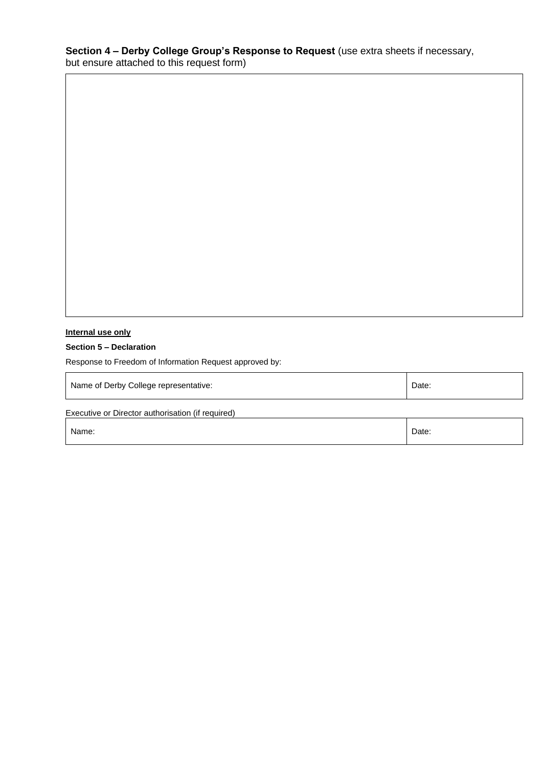**Section 4 – Derby College Group's Response to Request** (use extra sheets if necessary, but ensure attached to this request form)

| |
|---|
| |

**Internal use only**

**Section 5 – Declaration**

Response to Freedom of Information Request approved by:

| | |
|---|---|
| Name of Derby College representative: | Date: |

Executive or Director authorisation (if required)

| | |
|---|---|
| Name: | Date: |